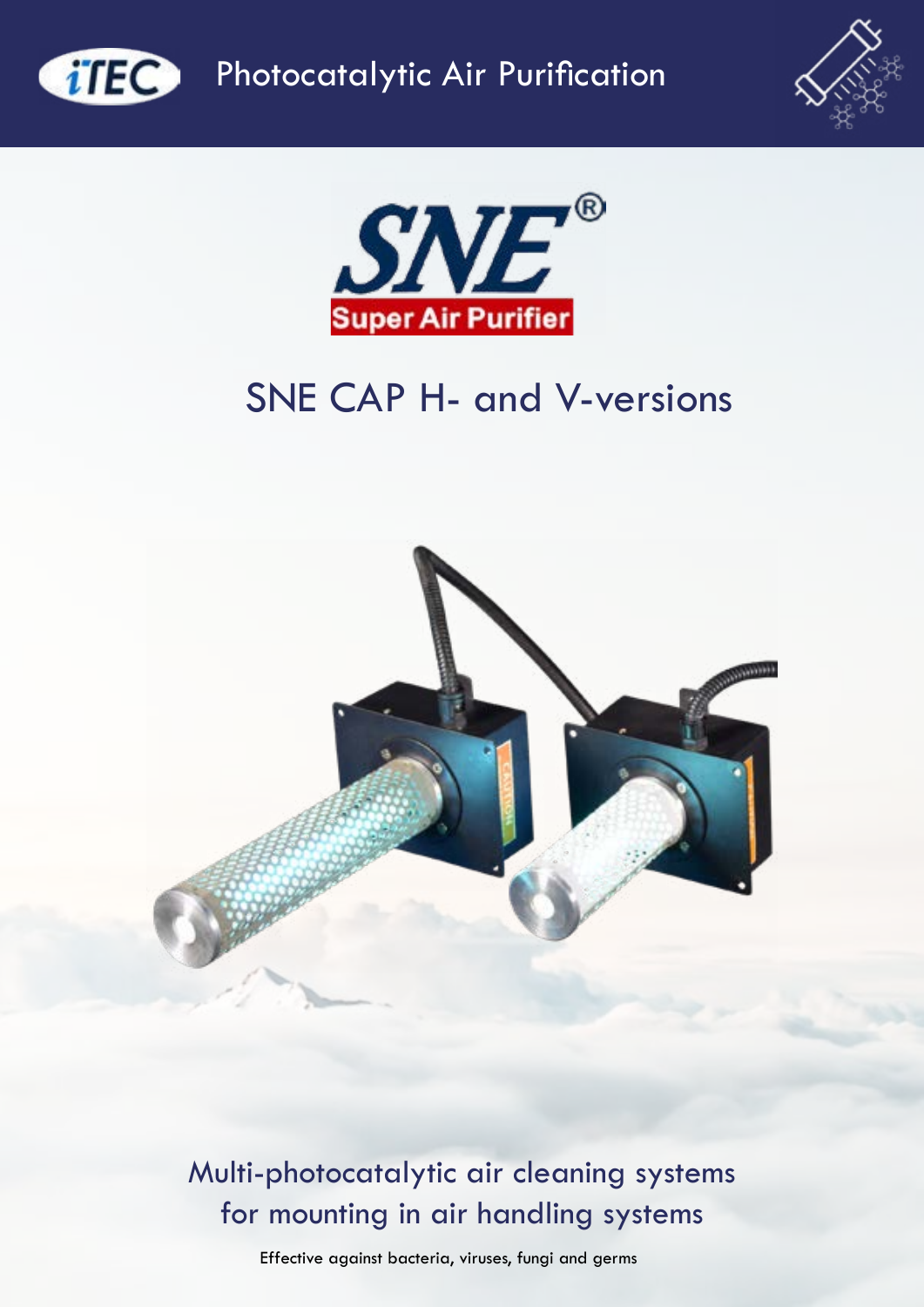iTEC

# Photocatalytic Air Purification

SNE®

Super Air Purifier

## SNE CAP H- and V-versions

Multi-photocatalytic air cleaning systems for mounting in air handling systems

Effective against bacteria, viruses, fungi and germs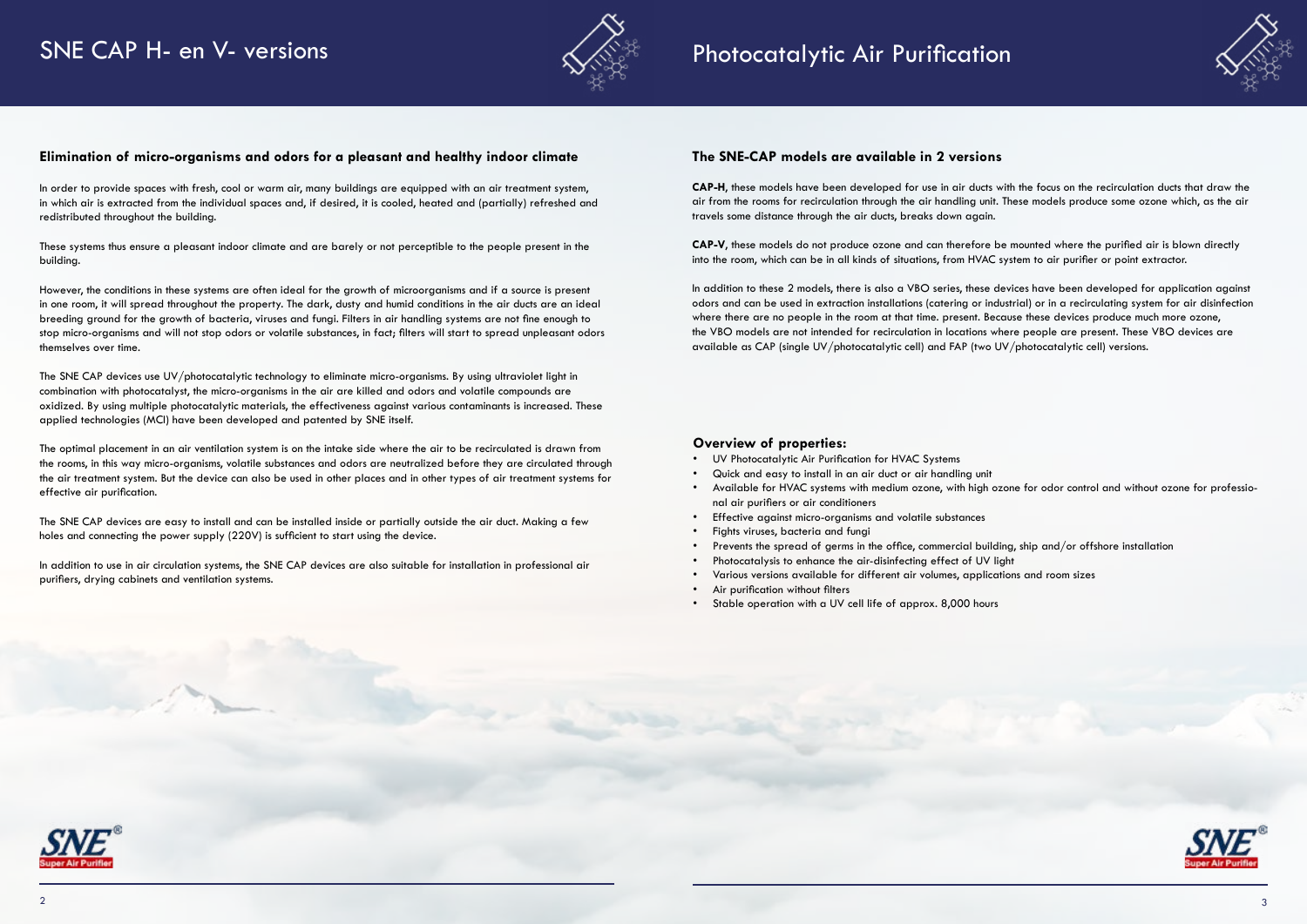# SNE CAP H- en V- versions

## Elimination of micro-organisms and odors for a pleasant and healthy indoor climate

In order to provide spaces with fresh, cool or warm air, many buildings are equipped with an air treatment system, in which air is extracted from the individual spaces and, if desired, it is cooled, heated and (partially) refreshed and redistributed throughout the building.

These systems thus ensure a pleasant indoor climate and are barely or not perceptible to the people present in the building.

However, the conditions in these systems are often ideal for the growth of microorganisms and if a source is present in one room, it will spread throughout the property. The dark, dusty and humid conditions in the air ducts are an ideal breeding ground for the growth of bacteria, viruses and fungi. Filters in air handling systems are not fine enough to stop micro-organisms and will not stop odors or volatile substances, in fact; filters will start to spread unpleasant odors themselves over time.

The SNE CAP devices use UV/photocatalytic technology to eliminate micro-organisms. By using ultraviolet light in combination with photocatalyst, the micro-organisms in the air are killed and odors and volatile compounds are oxidized. By using multiple photocatalytic materials, the effectiveness against various contaminants is increased. These applied technologies (MCI) have been developed and patented by SNE itself.

The optimal placement in an air ventilation system is on the intake side where the air to be recirculated is drawn from the rooms, in this way micro-organisms, volatile substances and odors are neutralized before they are circulated through the air treatment system. But the device can also be used in other places and in other types of air treatment systems for effective air purification.

The SNE CAP devices are easy to install and can be installed inside or partially outside the air duct. Making a few holes and connecting the power supply (220V) is sufficient to start using the device.

In addition to use in air circulation systems, the SNE CAP devices are also suitable for installation in professional air purifiers, drying cabinets and ventilation systems.

# Photocatalytic Air Purification

## The SNE-CAP models are available in 2 versions

**CAP-H**, these models have been developed for use in air ducts with the focus on the recirculation ducts that draw the air from the rooms for recirculation through the air handling unit. These models produce some ozone which, as the air travels some distance through the air ducts, breaks down again.

**CAP-V**, these models do not produce ozone and can therefore be mounted where the purified air is blown directly into the room, which can be in all kinds of situations, from HVAC system to air purifier or point extractor.

In addition to these 2 models, there is also a VBO series, these devices have been developed for application against odors and can be used in extraction installations (catering or industrial) or in a recirculating system for air disinfection where there are no people in the room at that time. present. Because these devices produce much more ozone, the VBO models are not intended for recirculation in locations where people are present. These VBO devices are available as CAP (single UV/photocatalytic cell) and FAP (two UV/photocatalytic cell) versions.

## Overview of properties:

- UV Photocatalytic Air Purification for HVAC Systems
- Quick and easy to install in an air duct or air handling unit
- Available for HVAC systems with medium ozone, with high ozone for odor control and without ozone for professional air purifiers or air conditioners
- Effective against micro-organisms and volatile substances
- Fights viruses, bacteria and fungi
- Prevents the spread of germs in the office, commercial building, ship and/or offshore installation
- Photocatalysis to enhance the air-disinfecting effect of UV light
- Various versions available for different air volumes, applications and room sizes
- Air purification without filters
- Stable operation with a UV cell life of approx. 8,000 hours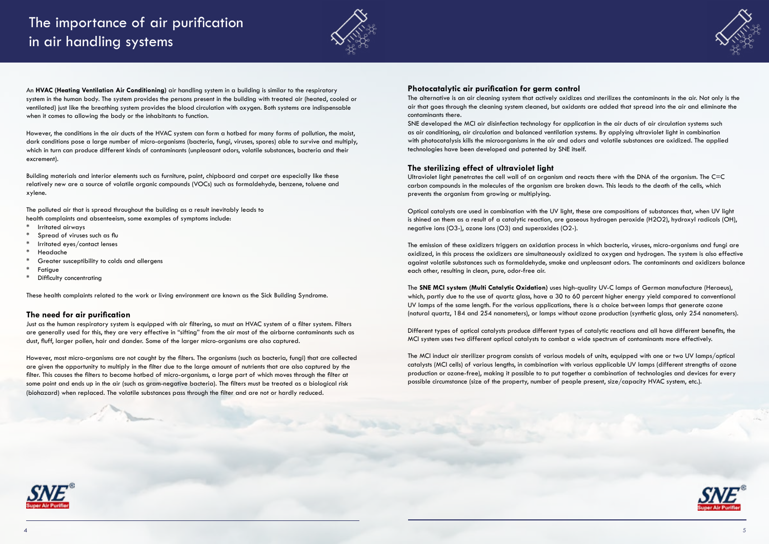# The importance of air purification in air handling systems

An **HVAC (Heating Ventilation Air Conditioning)** air handling system in a building is similar to the respiratory system in the human body. The system provides the persons present in the building with treated air (heated, cooled or ventilated) just like the breathing system provides the blood circulation with oxygen. Both systems are indispensable when it comes to allowing the body or the inhabitants to function.

However, the conditions in the air ducts of the HVAC system can form a hotbed for many forms of pollution, the moist, dark conditions pose a large number of micro-organisms (bacteria, fungi, viruses, spores) able to survive and multiply, which in turn can produce different kinds of contaminants (unpleasant odors, volatile substances, bacteria and their excrement).

Building materials and interior elements such as furniture, paint, chipboard and carpet are especially like these relatively new are a source of volatile organic compounds (VOCs) such as formaldehyde, benzene, toluene and xylene.

The polluted air that is spread throughout the building as a result inevitably leads to health complaints and absenteeism, some examples of symptoms include:

* Irritated airways
* Spread of viruses such as flu
* Irritated eyes/contact lenses
* Headache
* Greater susceptibility to colds and allergens
* Fatigue
* Difficulty concentrating

These health complaints related to the work or living environment are known as the Sick Building Syndrome.

## The need for air purification

Just as the human respiratory system is equipped with air filtering, so must an HVAC system of a filter system. Filters are generally used for this, they are very effective in "sifting" from the air most of the airborne contaminants such as dust, fluff, larger pollen, hair and dander. Some of the larger micro-organisms are also captured.

However, most micro-organisms are not caught by the filters. The organisms (such as bacteria, fungi) that are collected are given the opportunity to multiply in the filter due to the large amount of nutrients that are also captured by the filter. This causes the filters to become hotbed of micro-organisms, a large part of which moves through the filter at some point and ends up in the air (such as gram-negative bacteria). The filters must be treated as a biological risk (biohazard) when replaced. The volatile substances pass through the filter and are not or hardly reduced.

## Photocatalytic air purification for germ control

The alternative is an air cleaning system that actively oxidizes and sterilizes the contaminants in the air. Not only is the air that goes through the cleaning system cleaned, but oxidants are added that spread into the air and eliminate the contaminants there.

SNE developed the MCI air disinfection technology for application in the air ducts of air circulation systems such as air conditioning, air circulation and balanced ventilation systems. By applying ultraviolet light in combination with photocatalysis kills the microorganisms in the air and odors and volatile substances are oxidized. The applied technologies have been developed and patented by SNE itself.

## The sterilizing effect of ultraviolet light

Ultraviolet light penetrates the cell wall of an organism and reacts there with the DNA of the organism. The C=C carbon compounds in the molecules of the organism are broken down. This leads to the death of the cells, which prevents the organism from growing or multiplying.

Optical catalysts are used in combination with the UV light, these are compositions of substances that, when UV light is shined on them as a result of a catalytic reaction, are gaseous hydrogen peroxide ($H_2O_2$), hydroxyl radicals (OH), negative ions ($O_3^-$), ozone ions ($O_3$) and superoxides ($O_2^-$).

The emission of these oxidizers triggers an oxidation process in which bacteria, viruses, micro-organisms and fungi are oxidized, in this process the oxidizers are simultaneously oxidized to oxygen and hydrogen. The system is also effective against volatile substances such as formaldehyde, smoke and unpleasant odors. The contaminants and oxidizers balance each other, resulting in clean, pure, odor-free air.

The **SNE MCI system (Multi Catalytic Oxidation)** uses high-quality UV-C lamps of German manufacture (Heraeus), which, partly due to the use of quartz glass, have a 30 to 60 percent higher energy yield compared to conventional UV lamps of the same length. For the various applications, there is a choice between lamps that generate ozone (natural quartz, 184 and 254 nanometers), or lamps without ozone production (synthetic glass, only 254 nanometers).

Different types of optical catalysts produce different types of catalytic reactions and all have different benefits, the MCI system uses two different optical catalysts to combat a wide spectrum of contaminants more effectively.

The MCI induct air sterilizer program consists of various models of units, equipped with one or two UV lamps/optical catalysts (MCI cells) of various lengths, in combination with various applicable UV lamps (different strengths of ozone production or ozone-free), making it possible to to put together a combination of technologies and devices for every possible circumstance (size of the property, number of people present, size/capacity HVAC system, etc.).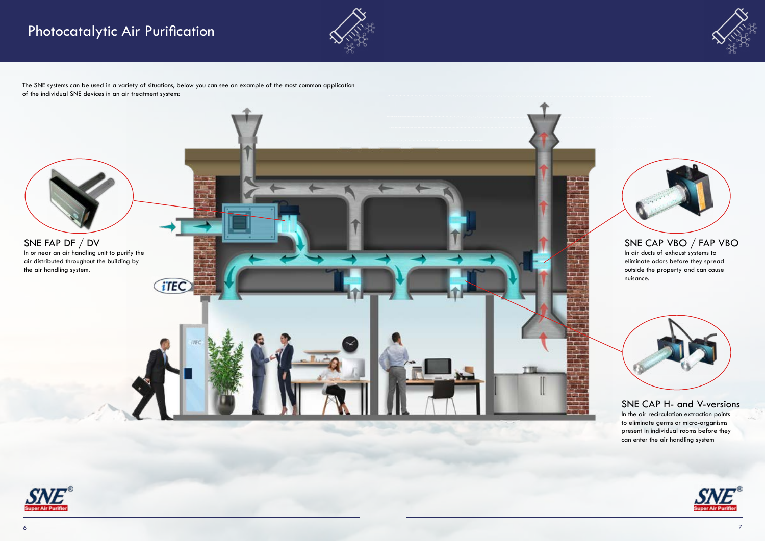# Photocatalytic Air Purification

The SNE systems can be used in a variety of situations, below you can see an example of the most common application of the individual SNE devices in an air treatment system:

### SNE FAP DF / DV

In or near an air handling unit to purify the air distributed throughout the building by the air handling system.

### SNE CAP VBO / FAP VBO

In air ducts of exhaust systems to eliminate odors before they spread outside the property and can cause nuisance.

### SNE CAP H- and V-versions

In the air recirculation extraction points to eliminate germs or micro-organisms present in individual rooms before they can enter the air handling system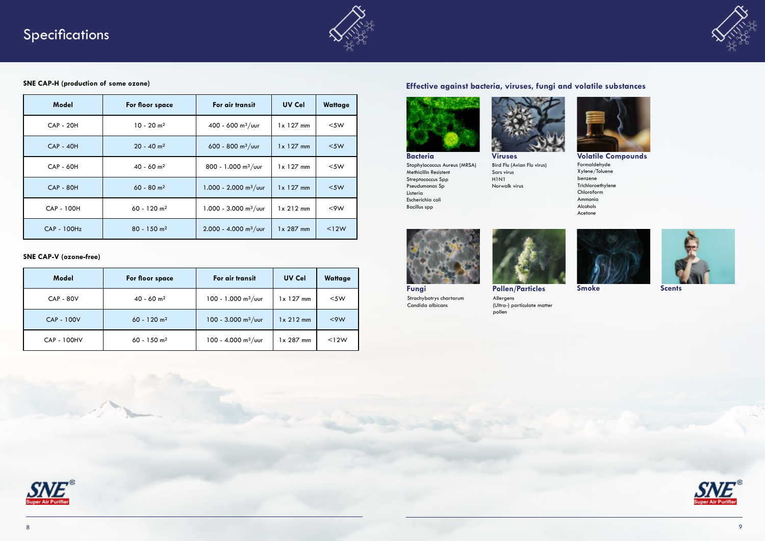# Specifications

**SNE CAP-H (production of some ozone)**

| Model | For floor space | For air transit | UV Cel | Wattage |
|---|---|---|---|---|
| CAP - 20H | 10 - 20 m² | 400 - 600 m³/uur | 1x 127 mm | <5W |
| CAP - 40H | 20 - 40 m² | 600 - 800 m³/uur | 1x 127 mm | <5W |
| CAP - 60H | 40 - 60 m² | 800 - 1.000 m³/uur | 1x 127 mm | <5W |
| CAP - 80H | 60 - 80 m² | 1.000 - 2.000 m³/uur | 1x 127 mm | <5W |
| CAP - 100H | 60 - 120 m² | 1.000 - 3.000 m³/uur | 1x 212 mm | <9W |
| CAP - 100Hz | 80 - 150 m² | 2.000 - 4.000 m³/uur | 1x 287 mm | <12W |

**SNE CAP-V (ozone-free)**

| Model | For floor space | For air transit | UV Cel | Wattage |
|---|---|---|---|---|
| CAP - 80V | 40 - 60 m² | 100 - 1.000 m³/uur | 1x 127 mm | <5W |
| CAP - 100V | 60 - 120 m² | 100 - 3.000 m³/uur | 1x 212 mm | <9W |
| CAP - 100HV | 60 - 150 m² | 100 - 4.000 m³/uur | 1x 287 mm | <12W |

## Effective against bacteria, viruses, fungi and volatile substances

### Bacteria
Staphylococcus Aureus (MRSA)
Methicillin Resistent
Streptococcus Spp
Pseudumonas Sp
Listeria
Escherichia coli
Bacillus spp

### Viruses
Bird Flu (Avian Flu virus)
Sars virus
H1N1
Norwalk virus

### Volatile Compounds
Formaldehyde
Xylene/Toluene
benzene
Trichloroethylene
Chloroform
Ammonia
Alcohols
Acetone

### Fungi
Strachybotrys chartarum
Candida albicans

### Pollen/Particles
Allergens
(Ultra-) particulate matter
pollen

### Smoke

### Scents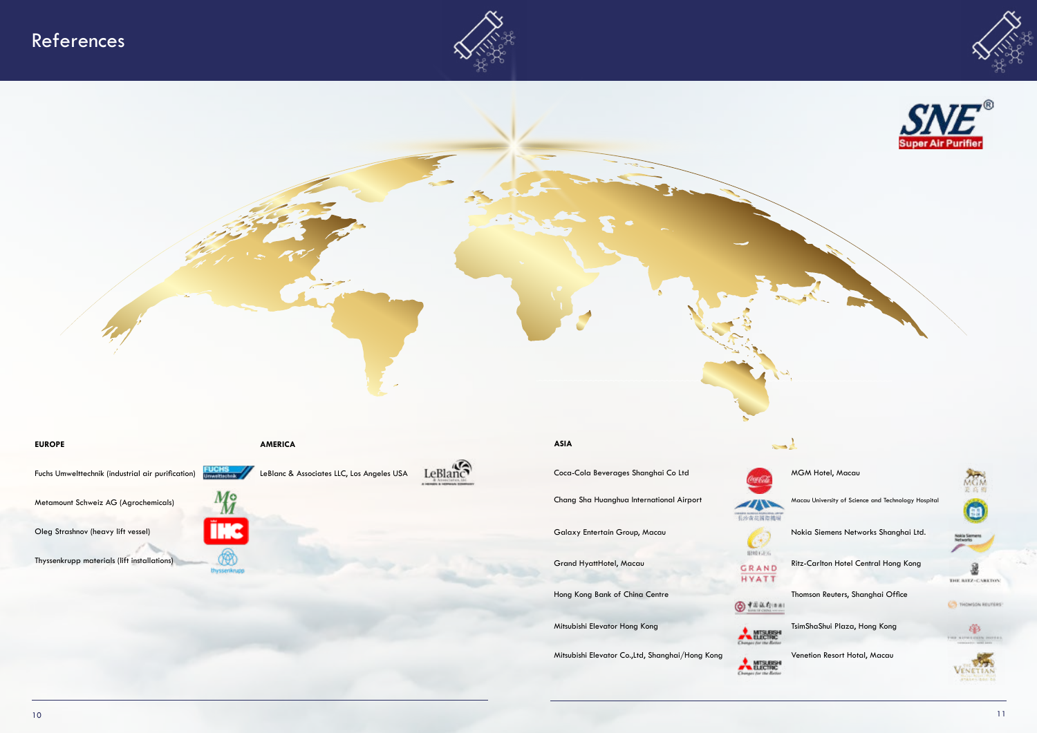# References

SNE® Super Air Purifier

## EUROPE

- Fuchs Umwelttechnik (industrial air purification)
- Metamount Schweiz AG (Agrochemicals)
- Oleg Strashnov (heavy lift vessel)
- Thyssenkrupp materials (lift installations)

## AMERICA

- LeBlanc & Associates LLC, Los Angeles USA

## ASIA

- Coca-Cola Beverages Shanghai Co Ltd
- Chang Sha Huanghua International Airport
- Galaxy Entertain Group, Macau
- Grand HyattHotel, Macau
- Hong Kong Bank of China Centre
- Mitsubishi Elevator Hong Kong
- Mitsubishi Elevator Co.,Ltd, Shanghai/Hong Kong
- MGM Hotel, Macau
- Macau University of Science and Technology Hospital
- Nokia Siemens Networks Shanghai Ltd.
- Ritz-Carlton Hotel Central Hong Kong
- Thomson Reuters, Shanghai Office
- TsimShaShui Plaza, Hong Kong
- Venetion Resort Hotal, Macau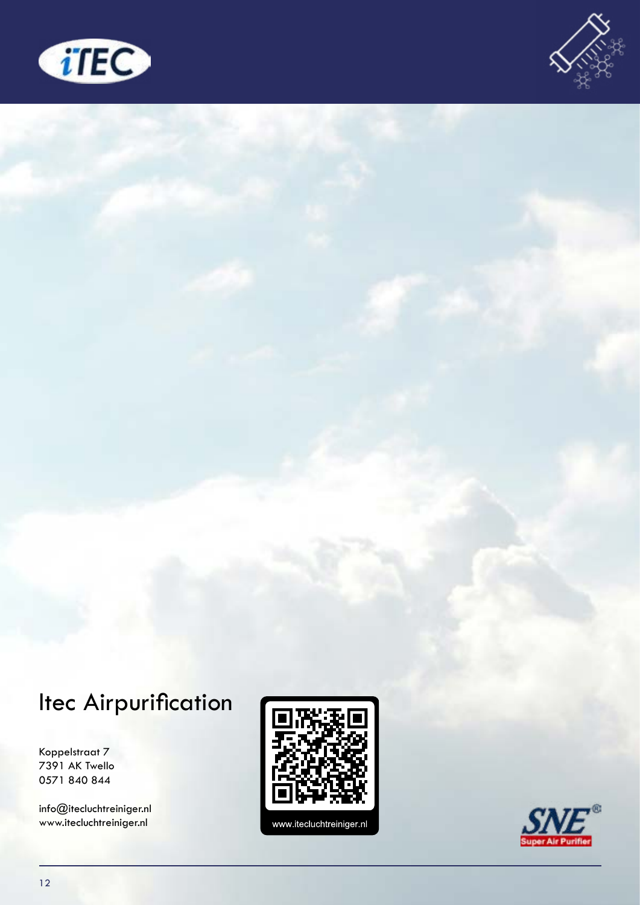# Itec Airpurification

Koppelstraat 7
7391 AK Twello
0571 840 844

info@itecluchtreiniger.nl
www.itecluchtreiniger.nl

www.itecluchtreiniger.nl